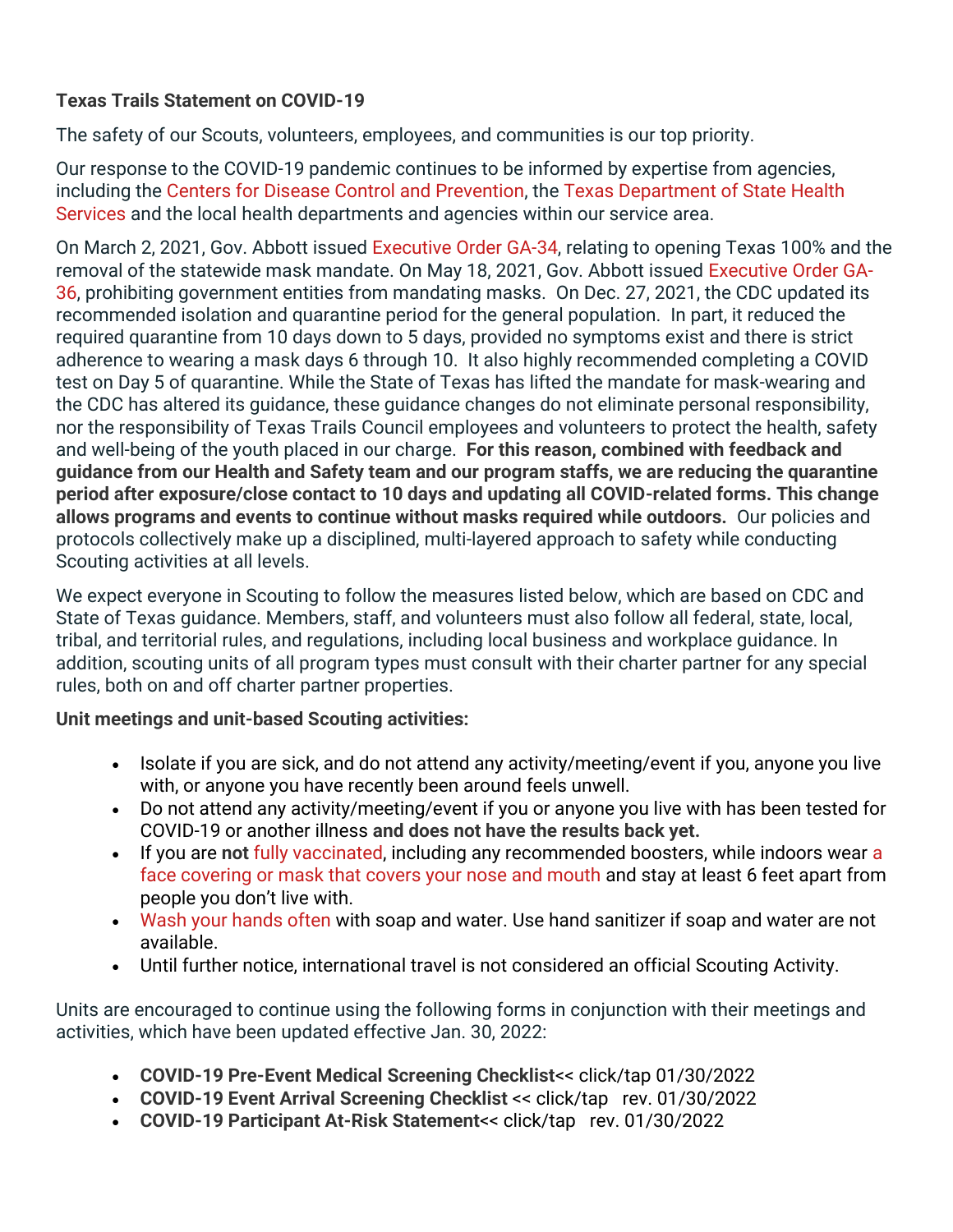**Texas Trails Statement on COVID-19**

The safety of our Scouts, volunteers, employees, and communities is our top priority.

Our response to the COVID-19 pandemic continues to be informed by expertise from agencies, including the Centers for Disease Control and Prevention, the Texas Department of State Health Services and the local health departments and agencies within our service area.

On March 2, 2021, Gov. Abbott issued Executive Order GA-34, relating to opening Texas 100% and the removal of the statewide mask mandate. On May 18, 2021, Gov. Abbott issued Executive Order GA-36, prohibiting government entities from mandating masks. On Dec. 27, 2021, the CDC updated its recommended isolation and quarantine period for the general population. In part, it reduced the required quarantine from 10 days down to 5 days, provided no symptoms exist and there is strict adherence to wearing a mask days 6 through 10. It also highly recommended completing a COVID test on Day 5 of quarantine. While the State of Texas has lifted the mandate for mask-wearing and the CDC has altered its guidance, these guidance changes do not eliminate personal responsibility, nor the responsibility of Texas Trails Council employees and volunteers to protect the health, safety and well-being of the youth placed in our charge. **For this reason, combined with feedback and guidance from our Health and Safety team and our program staffs, we are reducing the quarantine period after exposure/close contact to 10 days and updating all COVID-related forms. This change allows programs and events to continue without masks required while outdoors.** Our policies and protocols collectively make up a disciplined, multi-layered approach to safety while conducting Scouting activities at all levels.

We expect everyone in Scouting to follow the measures listed below, which are based on CDC and State of Texas guidance. Members, staff, and volunteers must also follow all federal, state, local, tribal, and territorial rules, and regulations, including local business and workplace guidance. In addition, scouting units of all program types must consult with their charter partner for any special rules, both on and off charter partner properties.

**Unit meetings and unit-based Scouting activities:**

- Isolate if you are sick, and do not attend any activity/meeting/event if you, anyone you live with, or anyone you have recently been around feels unwell.
- Do not attend any activity/meeting/event if you or anyone you live with has been tested for COVID-19 or another illness **and does not have the results back yet.**
- If you are **not** fully vaccinated, including any recommended boosters, while indoors wear a face covering or mask that covers your nose and mouth and stay at least 6 feet apart from people you don't live with.
- Wash your hands often with soap and water. Use hand sanitizer if soap and water are not available.
- Until further notice, international travel is not considered an official Scouting Activity.

Units are encouraged to continue using the following forms in conjunction with their meetings and activities, which have been updated effective Jan. 30, 2022:

- **COVID-19 Pre-Event Medical Screening Checklist**<< click/tap 01/30/2022
- **COVID-19 Event Arrival Screening Checklist** << click/tap rev. 01/30/2022
- **COVID-19 Participant At-Risk Statement**<< click/tap rev. 01/30/2022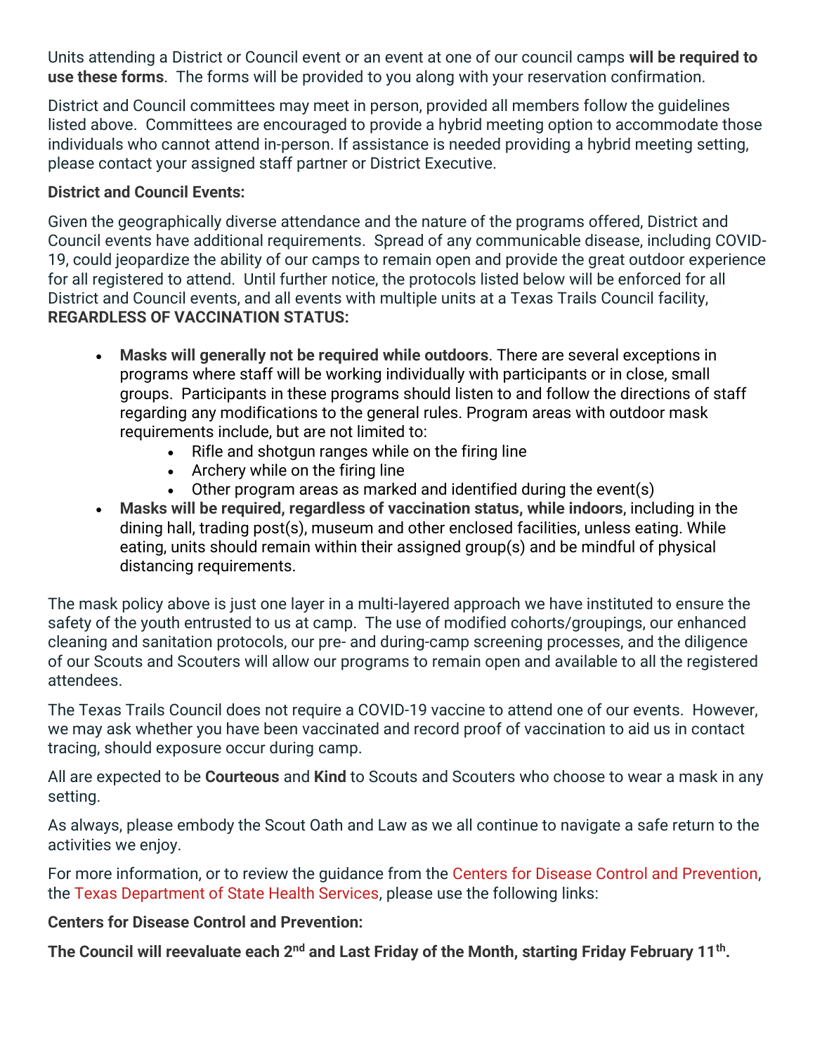Units attending a District or Council event or an event at one of our council camps **will be required to use these forms**. The forms will be provided to you along with your reservation confirmation.

District and Council committees may meet in person, provided all members follow the guidelines listed above. Committees are encouraged to provide a hybrid meeting option to accommodate those individuals who cannot attend in-person. If assistance is needed providing a hybrid meeting setting, please contact your assigned staff partner or District Executive.

**District and Council Events:**

Given the geographically diverse attendance and the nature of the programs offered, District and Council events have additional requirements. Spread of any communicable disease, including COVID-19, could jeopardize the ability of our camps to remain open and provide the great outdoor experience for all registered to attend. Until further notice, the protocols listed below will be enforced for all District and Council events, and all events with multiple units at a Texas Trails Council facility, **REGARDLESS OF VACCINATION STATUS:**

- **Masks will generally not be required while outdoors**. There are several exceptions in programs where staff will be working individually with participants or in close, small groups. Participants in these programs should listen to and follow the directions of staff regarding any modifications to the general rules. Program areas with outdoor mask requirements include, but are not limited to:
  - Rifle and shotgun ranges while on the firing line
  - Archery while on the firing line
  - Other program areas as marked and identified during the event(s)
- **Masks will be required, regardless of vaccination status, while indoors**, including in the dining hall, trading post(s), museum and other enclosed facilities, unless eating. While eating, units should remain within their assigned group(s) and be mindful of physical distancing requirements.

The mask policy above is just one layer in a multi-layered approach we have instituted to ensure the safety of the youth entrusted to us at camp. The use of modified cohorts/groupings, our enhanced cleaning and sanitation protocols, our pre- and during-camp screening processes, and the diligence of our Scouts and Scouters will allow our programs to remain open and available to all the registered attendees.

The Texas Trails Council does not require a COVID-19 vaccine to attend one of our events. However, we may ask whether you have been vaccinated and record proof of vaccination to aid us in contact tracing, should exposure occur during camp.

All are expected to be **Courteous** and **Kind** to Scouts and Scouters who choose to wear a mask in any setting.

As always, please embody the Scout Oath and Law as we all continue to navigate a safe return to the activities we enjoy.

For more information, or to review the guidance from the Centers for Disease Control and Prevention, the Texas Department of State Health Services, please use the following links:

**Centers for Disease Control and Prevention:**

**The Council will reevaluate each 2nd and Last Friday of the Month, starting Friday February 11th.**